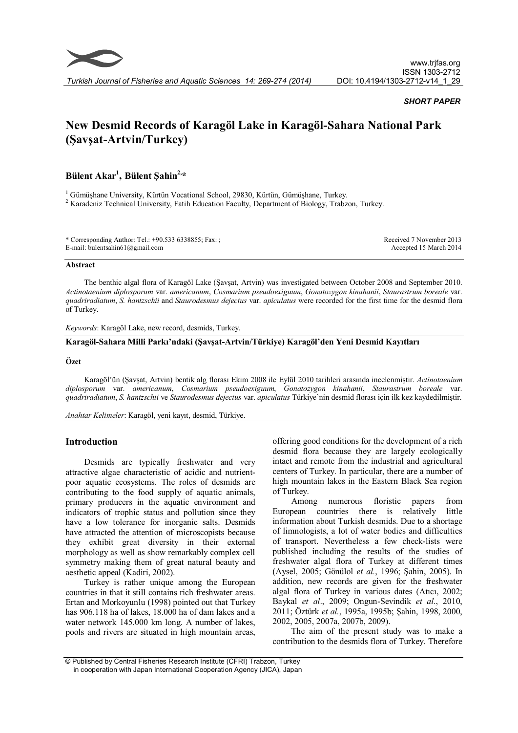*SHORT PAPER*

# New Desmid Records of Karagöl Lake in Karagöl-Sahara National Park (Şavşat-Artvin/Turkey)

**Bülent Akar[1], Bülent Şahin[2,*]**

[1] Gümüşhane University, Kürtün Vocational School, 29830, Kürtün, Gümüşhane, Turkey.
[2] Karadeniz Technical University, Fatih Education Faculty, Department of Biology, Trabzon, Turkey.

\* Corresponding Author: Tel.: +90.533 6338855; Fax: ;
E-mail: bulentsahin61@gmail.com

Received 7 November 2013
Accepted 15 March 2014

**Abstract**

The benthic algal flora of Karagöl Lake (Şavşat, Artvin) was investigated between October 2008 and September 2010. *Actinotaenium diplosporum* var. *americanum*, *Cosmarium pseudoexiguum*, *Gonatozygon kinahanii*, *Staurastrum boreale* var. *quadriradiatum*, *S. hantzschii* and *Staurodesmus dejectus* var. *apiculatus* were recorded for the first time for the desmid flora of Turkey.

*Keywords*: Karagöl Lake, new record, desmids, Turkey.

**Karagöl-Sahara Milli Parkı'ndaki (Şavşat-Artvin/Türkiye) Karagöl'den Yeni Desmid Kayıtları**

**Özet**

Karagöl'ün (Şavşat, Artvin) bentik alg florası Ekim 2008 ile Eylül 2010 tarihleri arasında incelenmiştir. *Actinotaenium diplosporum* var. *americanum*, *Cosmarium pseudoexiguum*, *Gonatozygon kinahanii*, *Staurastrum boreale* var. *quadriradiatum*, *S. hantzschii* ve *Staurodesmus dejectus* var. *apiculatus* Türkiye'nin desmid florası için ilk kez kaydedilmiştir.

*Anahtar Kelimeler*: Karagöl, yeni kayıt, desmid, Türkiye.

## Introduction

Desmids are typically freshwater and very attractive algae characteristic of acidic and nutrient-poor aquatic ecosystems. The roles of desmids are contributing to the food supply of aquatic animals, primary producers in the aquatic environment and indicators of trophic status and pollution since they have a low tolerance for inorganic salts. Desmids have attracted the attention of microscopists because they exhibit great diversity in their external morphology as well as show remarkably complex cell symmetry making them of great natural beauty and aesthetic appeal (Kadiri, 2002).

Turkey is rather unique among the European countries in that it still contains rich freshwater areas. Ertan and Morkoyunlu (1998) pointed out that Turkey has 906.118 ha of lakes, 18.000 ha of dam lakes and a water network 145.000 km long. A number of lakes, pools and rivers are situated in high mountain areas, offering good conditions for the development of a rich desmid flora because they are largely ecologically intact and remote from the industrial and agricultural centers of Turkey. In particular, there are a number of high mountain lakes in the Eastern Black Sea region of Turkey.

Among numerous floristic papers from European countries there is relatively little information about Turkish desmids. Due to a shortage of limnologists, a lot of water bodies and difficulties of transport. Nevertheless a few check-lists were published including the results of the studies of freshwater algal flora of Turkey at different times (Aysel, 2005; Gönülol *et al.*, 1996; Şahin, 2005). In addition, new records are given for the freshwater algal flora of Turkey in various dates (Atıcı, 2002; Baykal *et al*., 2009; Ongun-Sevindik *et al*., 2010, 2011; Öztürk *et al.*, 1995a, 1995b; Şahin, 1998, 2000, 2002, 2005, 2007a, 2007b, 2009).

The aim of the present study was to make a contribution to the desmids flora of Turkey. Therefore

© Published by Central Fisheries Research Institute (CFRI) Trabzon, Turkey
in cooperation with Japan International Cooperation Agency (JICA), Japan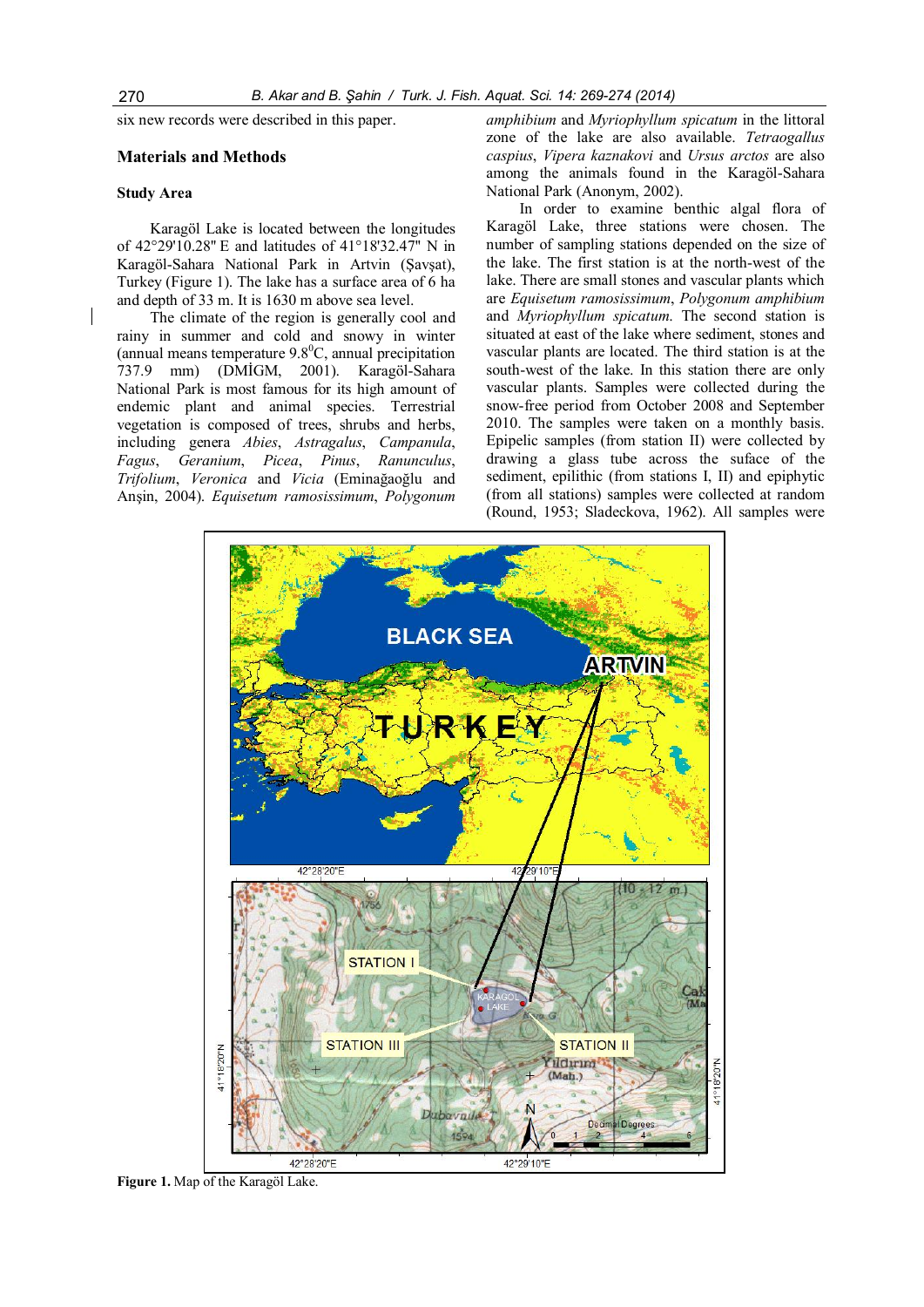six new records were described in this paper.

## Materials and Methods

### Study Area

Karagöl Lake is located between the longitudes of 42°29'10.28" E and latitudes of 41°18'32.47" N in Karagöl-Sahara National Park in Artvin (Şavşat), Turkey (Figure 1). The lake has a surface area of 6 ha and depth of 33 m. It is 1630 m above sea level.

The climate of the region is generally cool and rainy in summer and cold and snowy in winter (annual means temperature 9.8$^{0}$C, annual precipitation 737.9 mm) (DMİGM, 2001). Karagöl-Sahara National Park is most famous for its high amount of endemic plant and animal species. Terrestrial vegetation is composed of trees, shrubs and herbs, including genera *Abies*, *Astragalus*, *Campanula*, *Fagus*, *Geranium*, *Picea*, *Pinus*, *Ranunculus*, *Trifolium*, *Veronica* and *Vicia* (Eminağaoğlu and Anşin, 2004). *Equisetum ramosissimum*, *Polygonum amphibium* and *Myriophyllum spicatum* in the littoral zone of the lake are also available. *Tetraogallus caspius*, *Vipera kaznakovi* and *Ursus arctos* are also among the animals found in the Karagöl-Sahara National Park (Anonym, 2002).

In order to examine benthic algal flora of Karagöl Lake, three stations were chosen. The number of sampling stations depended on the size of the lake. The first station is at the north-west of the lake. There are small stones and vascular plants which are *Equisetum ramosissimum*, *Polygonum amphibium* and *Myriophyllum spicatum*. The second station is situated at east of the lake where sediment, stones and vascular plants are located. The third station is at the south-west of the lake. In this station there are only vascular plants. Samples were collected during the snow-free period from October 2008 and September 2010. The samples were taken on a monthly basis. Epipelic samples (from station II) were collected by drawing a glass tube across the suface of the sediment, epilithic (from stations I, II) and epiphytic (from all stations) samples were collected at random (Round, 1953; Sladeckova, 1962). All samples were

**Figure 1.** Map of the Karagöl Lake.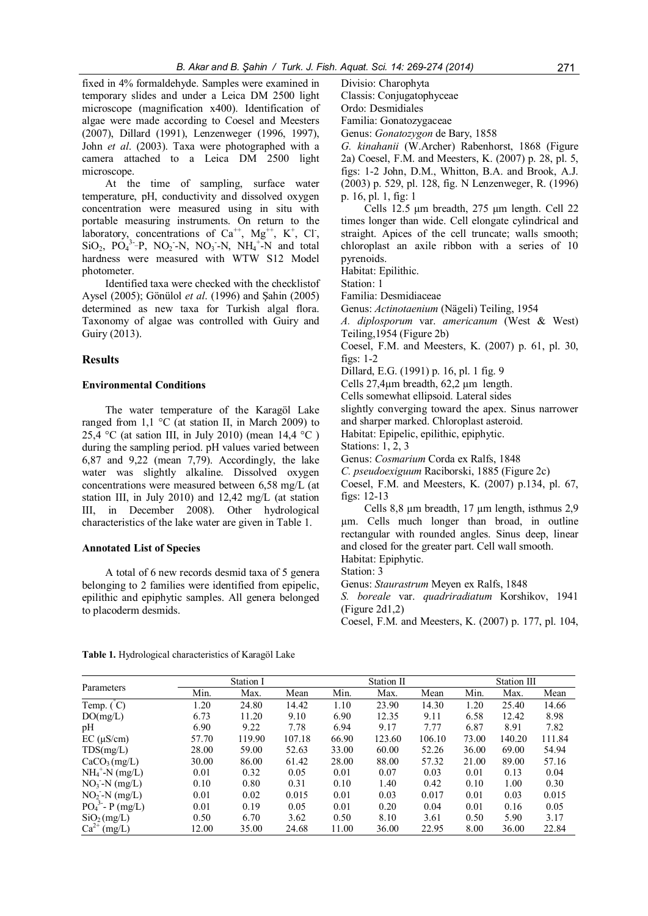fixed in 4% formaldehyde. Samples were examined in temporary slides and under a Leica DM 2500 light microscope (magnification x400). Identification of algae were made according to Coesel and Meesters (2007), Dillard (1991), Lenzenweger (1996, 1997), John *et al*. (2003). Taxa were photographed with a camera attached to a Leica DM 2500 light microscope.

At the time of sampling, surface water temperature, pH, conductivity and dissolved oxygen concentration were measured using in situ with portable measuring instruments. On return to the laboratory, concentrations of $Ca^{++}$, $Mg^{++}$, $K^{+}$, $Cl^{-}$, $SiO_2$, $PO_4^{3-}$–P, $NO_2^{-}$-N, $NO_3^{-}$-N, $NH_4^{+}$-N and total hardness were measured with WTW S12 Model photometer.

Identified taxa were checked with the checklistof Aysel (2005); Gönülol *et al*. (1996) and Şahin (2005) determined as new taxa for Turkish algal flora. Taxonomy of algae was controlled with Guiry and Guiry (2013).

## Results

### Environmental Conditions

The water temperature of the Karagöl Lake ranged from 1,1 °C (at station II, in March 2009) to 25,4 °C (at sation III, in July 2010) (mean 14,4 °C ) during the sampling period. pH values varied between 6,87 and 9,22 (mean 7,79). Accordingly, the lake water was slightly alkaline. Dissolved oxygen concentrations were measured between 6,58 mg/L (at station III, in July 2010) and 12,42 mg/L (at station III, in December 2008). Other hydrological characteristics of the lake water are given in Table 1.

### Annotated List of Species

A total of 6 new records desmid taxa of 5 genera belonging to 2 families were identified from epipelic, epilithic and epiphytic samples. All genera belonged to placoderm desmids.

Divisio: Charophyta

Classis: Conjugatophyceae

Ordo: Desmidiales

Familia: Gonatozygaceae

Genus: *Gonatozygon* de Bary, 1858

*G. kinahanii* (W.Archer) Rabenhorst, 1868 (Figure 2a) Coesel, F.M. and Meesters, K. (2007) p. 28, pl. 5, figs: 1-2 John, D.M., Whitton, B.A. and Brook, A.J. (2003) p. 529, pl. 128, fig. N Lenzenweger, R. (1996) p. 16, pl. 1, fig: 1

Cells 12.5 µm breadth, 275 µm length. Cell 22 times longer than wide. Cell elongate cylindrical and straight. Apices of the cell truncate; walls smooth; chloroplast an axile ribbon with a series of 10 pyrenoids.

Habitat: Epilithic.

Station: 1

Familia: Desmidiaceae

Genus: *Actinotaenium* (Nägeli) Teiling, 1954

*A. diplosporum* var. *americanum* (West & West) Teiling,1954 (Figure 2b)

Coesel, F.M. and Meesters, K. (2007) p. 61, pl. 30, figs: 1-2

Dillard, E.G. (1991) p. 16, pl. 1 fig. 9

Cells 27,4µm breadth, 62,2 µm length.

Cells somewhat ellipsoid. Lateral sides slightly converging toward the apex. Sinus narrower and sharper marked. Chloroplast asteroid.

Habitat: Epipelic, epilithic, epiphytic.

Stations: 1, 2, 3

Genus: *Cosmarium* Corda ex Ralfs, 1848

*C. pseudoexiguum* Raciborski, 1885 (Figure 2c)

Coesel, F.M. and Meesters, K. (2007) p.134, pl. 67, figs: 12-13

Cells 8,8 µm breadth, 17 µm length, isthmus 2,9 µm. Cells much longer than broad, in outline rectangular with rounded angles. Sinus deep, linear and closed for the greater part. Cell wall smooth.

Habitat: Epiphytic.

Station: 3

Genus: *Staurastrum* Meyen ex Ralfs, 1848

*S. boreale* var. *quadriradiatum* Korshikov, 1941 (Figure 2d1,2)

Coesel, F.M. and Meesters, K. (2007) p. 177, pl. 104,

**Table 1.** Hydrological characteristics of Karagöl Lake

| Parameters | Station I | | | Station II | | | Station III | | |
|---|---|---|---|---|---|---|---|---|---|
| | Min. | Max. | Mean | Min. | Max. | Mean | Min. | Max. | Mean |
| Temp. (°C) | 1.20 | 24.80 | 14.42 | 1.10 | 23.90 | 14.30 | 1.20 | 25.40 | 14.66 |
| DO(mg/L) | 6.73 | 11.20 | 9.10 | 6.90 | 12.35 | 9.11 | 6.58 | 12.42 | 8.98 |
| pH | 6.90 | 9.22 | 7.78 | 6.94 | 9.17 | 7.77 | 6.87 | 8.91 | 7.82 |
| EC (µS/cm) | 57.70 | 119.90 | 107.18 | 66.90 | 123.60 | 106.10 | 73.00 | 140.20 | 111.84 |
| TDS(mg/L) | 28.00 | 59.00 | 52.63 | 33.00 | 60.00 | 52.26 | 36.00 | 69.00 | 54.94 |
| $CaCO_3$ (mg/L) | 30.00 | 86.00 | 61.42 | 28.00 | 88.00 | 57.32 | 21.00 | 89.00 | 57.16 |
| $NH_4^{+}$-N (mg/L) | 0.01 | 0.32 | 0.05 | 0.01 | 0.07 | 0.03 | 0.01 | 0.13 | 0.04 |
| $NO_3^{-}$-N (mg/L) | 0.10 | 0.80 | 0.31 | 0.10 | 1.40 | 0.42 | 0.10 | 1.00 | 0.30 |
| $NO_2^{-}$-N (mg/L) | 0.01 | 0.02 | 0.015 | 0.01 | 0.03 | 0.017 | 0.01 | 0.03 | 0.015 |
| $PO_4^{3-}$- P (mg/L) | 0.01 | 0.19 | 0.05 | 0.01 | 0.20 | 0.04 | 0.01 | 0.16 | 0.05 |
| $SiO_2$ (mg/L) | 0.50 | 6.70 | 3.62 | 0.50 | 8.10 | 3.61 | 0.50 | 5.90 | 3.17 |
| $Ca^{2+}$ (mg/L) | 12.00 | 35.00 | 24.68 | 11.00 | 36.00 | 22.95 | 8.00 | 36.00 | 22.84 |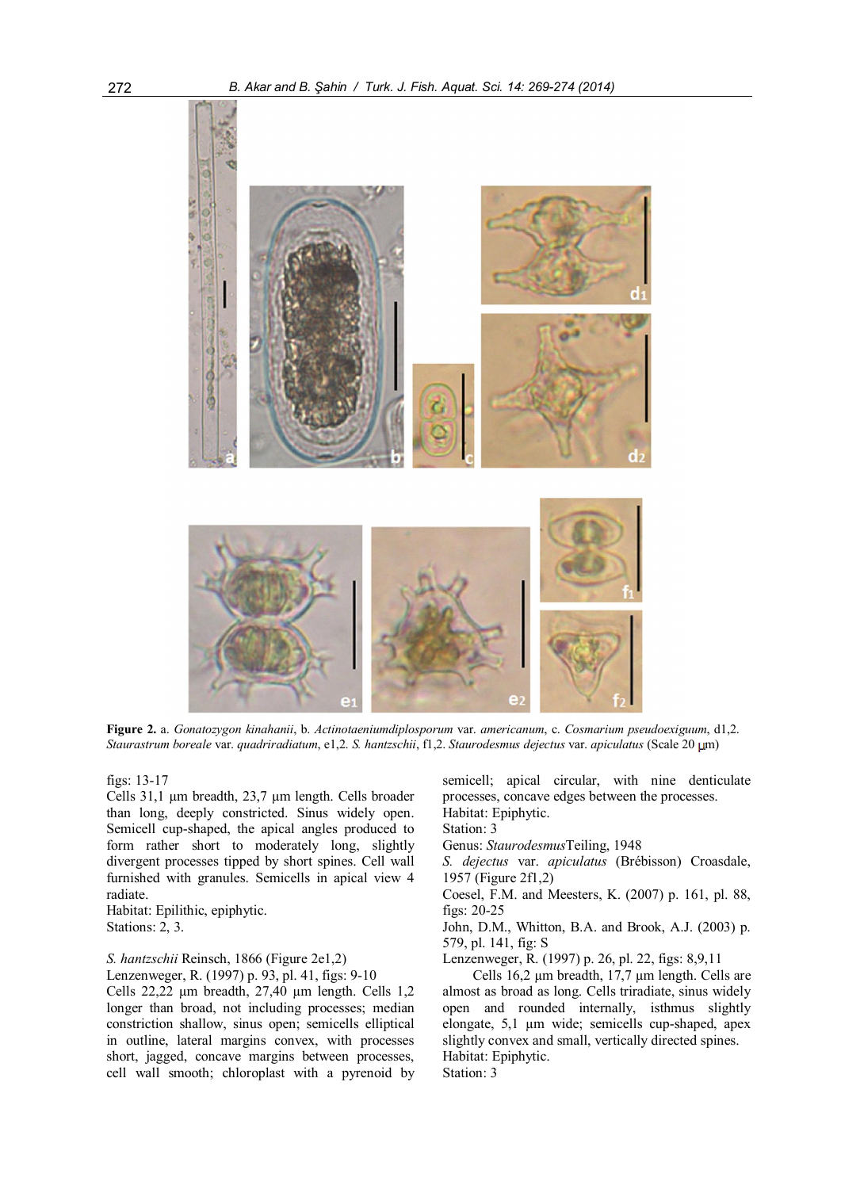**Figure 2.** a. *Gonatozygon kinahanii*, b. *Actinotaeniumdiplosporum* var. *americanum*, c. *Cosmarium pseudoexiguum*, d1,2. *Staurastrum boreale* var. *quadriradiatum*, e1,2. *S. hantzschii*, f1,2. *Staurodesmus dejectus* var. *apiculatus* (Scale 20 µm)

figs: 13-17

Cells 31,1 µm breadth, 23,7 µm length. Cells broader than long, deeply constricted. Sinus widely open. Semicell cup-shaped, the apical angles produced to form rather short to moderately long, slightly divergent processes tipped by short spines. Cell wall furnished with granules. Semicells in apical view 4 radiate.

Habitat: Epilithic, epiphytic.

Stations: 2, 3.

*S. hantzschii* Reinsch, 1866 (Figure 2e1,2)

Lenzenweger, R. (1997) p. 93, pl. 41, figs: 9-10

Cells 22,22 µm breadth, 27,40 µm length. Cells 1,2 longer than broad, not including processes; median constriction shallow, sinus open; semicells elliptical in outline, lateral margins convex, with processes short, jagged, concave margins between processes, cell wall smooth; chloroplast with a pyrenoid by semicell; apical circular, with nine denticulate processes, concave edges between the processes.

Habitat: Epiphytic.

Station: 3

Genus: *Staurodesmus*Teiling, 1948

*S. dejectus* var. *apiculatus* (Brébisson) Croasdale, 1957 (Figure 2f1,2)

Coesel, F.M. and Meesters, K. (2007) p. 161, pl. 88, figs: 20-25

John, D.M., Whitton, B.A. and Brook, A.J. (2003) p. 579, pl. 141, fig: S

Lenzenweger, R. (1997) p. 26, pl. 22, figs: 8,9,11

Cells 16,2 µm breadth, 17,7 µm length. Cells are almost as broad as long. Cells triradiate, sinus widely open and rounded internally, isthmus slightly elongate, 5,1 µm wide; semicells cup-shaped, apex slightly convex and small, vertically directed spines.

Habitat: Epiphytic.

Station: 3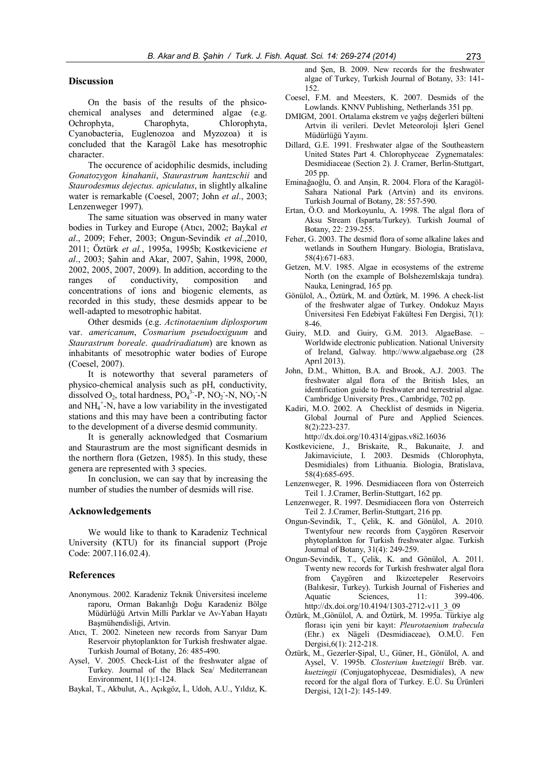## Discussion

On the basis of the results of the phsico-chemical analyses and determined algae (e.g. Ochrophyta, Charophyta, Chlorophyta, Cyanobacteria, Euglenozoa and Myzozoa) it is concluded that the Karagöl Lake has mesotrophic character.

The occurence of acidophilic desmids, including *Gonatozygon kinahanii*, *Staurastrum hantzschii* and *Staurodesmus dejectus. apiculatus*, in slightly alkaline water is remarkable (Coesel, 2007; John *et al*., 2003; Lenzenweger 1997).

The same situation was observed in many water bodies in Turkey and Europe (Atıcı, 2002; Baykal *et al*., 2009; Feher, 2003; Ongun-Sevindik *et al*.,2010, 2011; Öztürk *et al.*, 1995a, 1995b; Kostkeviciene *et al*., 2003; Şahin and Akar, 2007, Şahin, 1998, 2000, 2002, 2005, 2007, 2009). In addition, according to the ranges of conductivity, composition and concentrations of ions and biogenic elements, as recorded in this study, these desmids appear to be well-adapted to mesotrophic habitat.

Other desmids (e.g. *Actinotaenium diplosporum* var. *americanum*, *Cosmarium pseudoexiguum* and *Staurastrum boreale*. *quadriradiatum*) are known as inhabitants of mesotrophic water bodies of Europe (Coesel, 2007).

It is noteworthy that several parameters of physico-chemical analysis such as pH, conductivity, dissolved $O_2$, total hardness, $PO_4^{3-}$-P, $NO_2^-$-N, $NO_3^-$-N and $NH_4^+$-N, have a low variability in the investigated stations and this may have been a contributing factor to the development of a diverse desmid community.

It is generally acknowledged that Cosmarium and Staurastrum are the most significant desmids in the northern flora (Getzen, 1985). In this study, these genera are represented with 3 species.

In conclusion, we can say that by increasing the number of studies the number of desmids will rise.

## Acknowledgements

We would like to thank to Karadeniz Technical University (KTU) for its financial support (Proje Code: 2007.116.02.4).

## References

Anonymous. 2002. Karadeniz Teknik Üniversitesi inceleme raporu, Orman Bakanlığı Doğu Karadeniz Bölge Müdürlüğü Artvin Milli Parklar ve Av-Yaban Hayatı Başmühendisliği, Artvin.

Atıcı, T. 2002. Nineteen new records from Sarıyar Dam Reservoir phytoplankton for Turkish freshwater algae. Turkish Journal of Botany, 26: 485-490.

Aysel, V. 2005. Check-List of the freshwater algae of Turkey. Journal of the Black Sea/ Mediterranean Environment, 11(1):1-124.

Baykal, T., Akbulut, A., Açıkgöz, İ., Udoh, A.U., Yıldız, K. and Şen, B. 2009. New records for the freshwater algae of Turkey, Turkish Journal of Botany, 33: 141-152.

Coesel, F.M. and Meesters, K. 2007. Desmids of the Lowlands. KNNV Publishing, Netherlands 351 pp.

DMIGM, 2001. Ortalama ekstrem ve yağış değerleri bülteni Artvin ili verileri. Devlet Meteoroloji İşleri Genel Müdürlüğü Yayını.

Dillard, G.E. 1991. Freshwater algae of the Southeastern United States Part 4. Chlorophyceae Zygnematales: Desmidiaceae (Section 2). J. Cramer, Berlin-Stuttgart, 205 pp.

Eminağaoğlu, Ö. and Anşin, R. 2004. Flora of the Karagöl-Sahara National Park (Artvin) and its environs. Turkish Journal of Botany, 28: 557-590.

Ertan, Ö.O. and Morkoyunlu, A. 1998. The algal flora of Aksu Stream (Isparta/Turkey). Turkish Journal of Botany, 22: 239-255.

Feher, G. 2003. The desmid flora of some alkaline lakes and wetlands in Southern Hungary. Biologia, Bratislava, 58(4):671-683.

Getzen, M.V. 1985. Algae in ecosystems of the extreme North (on the example of Bolshezemlskaja tundra). Nauka, Leningrad, 165 pp.

Gönülol, A., Öztürk, M. and Öztürk, M. 1996. A check-list of the freshwater algae of Turkey. Ondokuz Mayıs Üniversitesi Fen Edebiyat Fakültesi Fen Dergisi, 7(1): 8-46.

Guiry, M.D. and Guiry, G.M. 2013. AlgaeBase. – Worldwide electronic publication. National University of Ireland, Galway. http://www.algaebase.org (28 Aprıl 2013).

John, D.M., Whitton, B.A. and Brook, A.J. 2003. The freshwater algal flora of the British Isles, an identification guide to freshwater and terrestrial algae. Cambridge University Pres., Cambridge, 702 pp.

Kadiri, M.O. 2002. A Checklist of desmids in Nigeria. Global Journal of Pure and Applied Sciences. 8(2):223-237. http://dx.doi.org/10.4314/gjpas.v8i2.16036

Kostkeviciene, J., Briskaite, R., Bakunaite, J. and Jakimaviciute, I. 2003. Desmids (Chlorophyta, Desmidiales) from Lithuania. Biologia, Bratislava, 58(4):685-695.

Lenzenweger, R. 1996. Desmidiaceen flora von Österreich Teil 1. J.Cramer, Berlin-Stuttgart, 162 pp.

Lenzenweger, R. 1997. Desmidiaceen flora von Österreich Teil 2. J.Cramer, Berlin-Stuttgart, 216 pp.

Ongun-Sevindik, T., Çelik, K. and Gönülol, A. 2010. Twentyfour new records from Çaygören Reservoir phytoplankton for Turkish freshwater algae. Turkish Journal of Botany, 31(4): 249-259.

Ongun-Sevindik, T., Çelik, K. and Gönülol, A. 2011. Twenty new records for Turkish freshwater algal flora from Çaygören and Ikizcetepeler Reservoirs (Balıkesir, Turkey). Turkish Journal of Fisheries and Aquatic Sciences, 11: 399-406. http://dx.doi.org/10.4194/1303-2712-v11_3_09

Öztürk, M.,Gönülol, A. and Öztürk, M. 1995a. Türkiye alg florası için yeni bir kayıt: *Pleurotaenium trabecula* (Ehr.) ex Nägeli (Desmidiaceae), O.M.Ü. Fen Dergisi,6(1): 212-218.

Öztürk, M., Gezerler-Şipal, U., Güner, H., Gönülol, A. and Aysel, V. 1995b. *Closterium kuetzingii* Bréb. var. *kuetzingii* (Conjugatophyceae, Desmidiales), A new record for the algal flora of Turkey. E.Ü. Su Ürünleri Dergisi, 12(1-2): 145-149.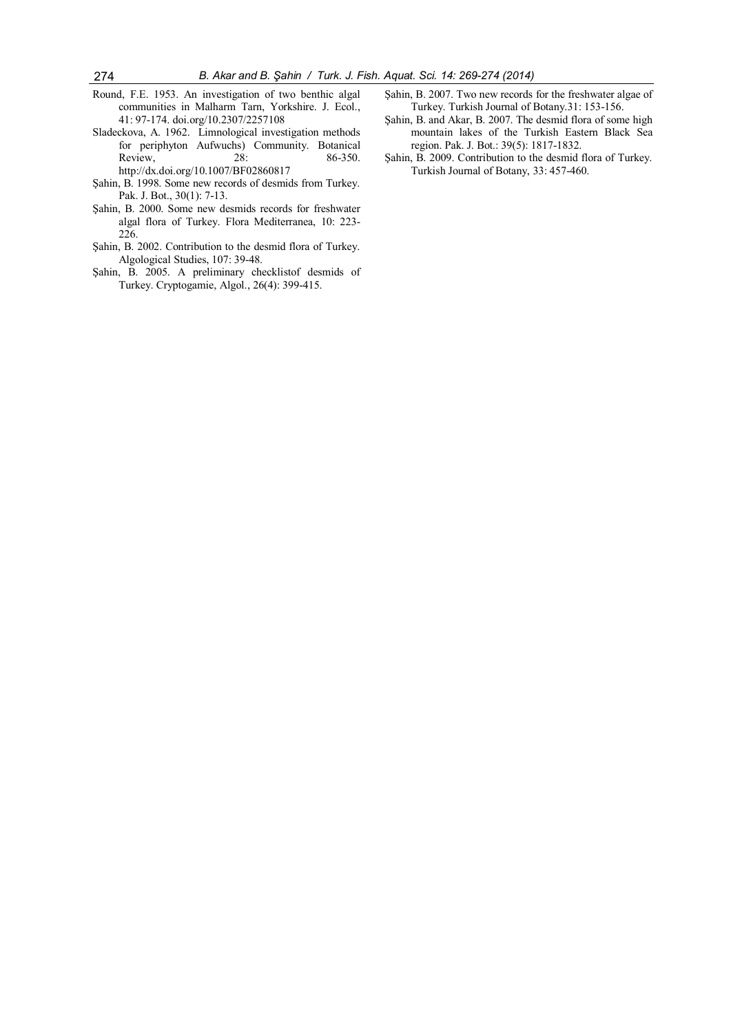Round, F.E. 1953. An investigation of two benthic algal communities in Malharm Tarn, Yorkshire. J. Ecol., 41: 97-174. doi.org/10.2307/2257108

Sladeckova, A. 1962. Limnological investigation methods for periphyton Aufwuchs) Community. Botanical Review, 28: 86-350. http://dx.doi.org/10.1007/BF02860817

Şahin, B. 1998. Some new records of desmids from Turkey. Pak. J. Bot., 30(1): 7-13.

Şahin, B. 2000. Some new desmids records for freshwater algal flora of Turkey. Flora Mediterranea, 10: 223-226.

Şahin, B. 2002. Contribution to the desmid flora of Turkey. Algological Studies, 107: 39-48.

Şahin, B. 2005. A preliminary checklistof desmids of Turkey. Cryptogamie, Algol., 26(4): 399-415.

Şahin, B. 2007. Two new records for the freshwater algae of Turkey. Turkish Journal of Botany.31: 153-156.

Şahin, B. and Akar, B. 2007. The desmid flora of some high mountain lakes of the Turkish Eastern Black Sea region. Pak. J. Bot.: 39(5): 1817-1832.

Şahin, B. 2009. Contribution to the desmid flora of Turkey. Turkish Journal of Botany, 33: 457-460.